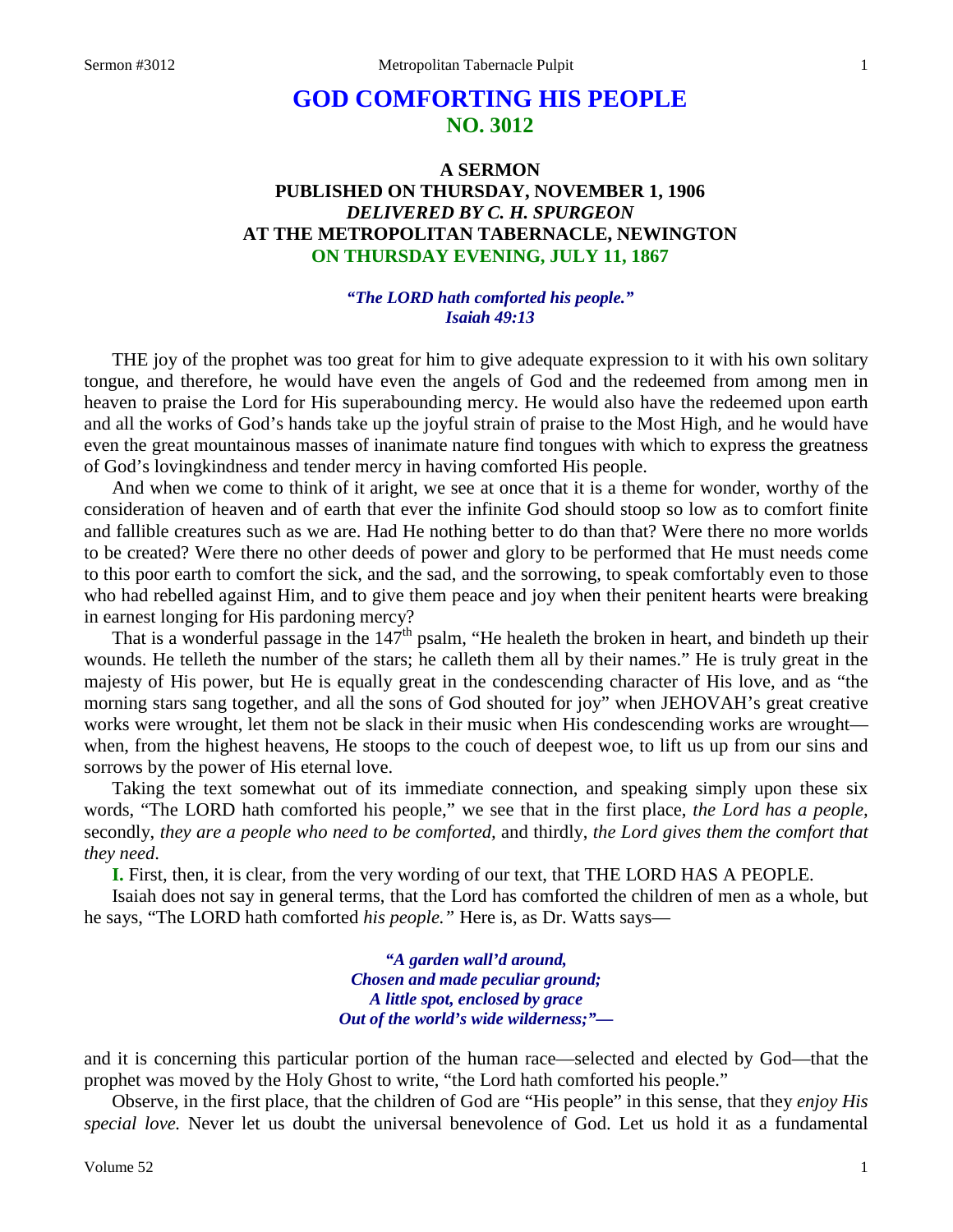# GOD COMFORTING HIS PEOPLE
## NO. 3012

### A SERMON
### PUBLISHED ON THURSDAY, NOVEMBER 1, 1906
### *DELIVERED BY C. H. SPURGEON*
### AT THE METROPOLITAN TABERNACLE, NEWINGTON
### ON THURSDAY EVENING, JULY 11, 1867

*"The LORD hath comforted his people."*
*Isaiah 49:13*

THE joy of the prophet was too great for him to give adequate expression to it with his own solitary tongue, and therefore, he would have even the angels of God and the redeemed from among men in heaven to praise the Lord for His superabounding mercy. He would also have the redeemed upon earth and all the works of God's hands take up the joyful strain of praise to the Most High, and he would have even the great mountainous masses of inanimate nature find tongues with which to express the greatness of God's lovingkindness and tender mercy in having comforted His people.

And when we come to think of it aright, we see at once that it is a theme for wonder, worthy of the consideration of heaven and of earth that ever the infinite God should stoop so low as to comfort finite and fallible creatures such as we are. Had He nothing better to do than that? Were there no more worlds to be created? Were there no other deeds of power and glory to be performed that He must needs come to this poor earth to comfort the sick, and the sad, and the sorrowing, to speak comfortably even to those who had rebelled against Him, and to give them peace and joy when their penitent hearts were breaking in earnest longing for His pardoning mercy?

That is a wonderful passage in the 147th psalm, "He healeth the broken in heart, and bindeth up their wounds. He telleth the number of the stars; he calleth them all by their names." He is truly great in the majesty of His power, but He is equally great in the condescending character of His love, and as "the morning stars sang together, and all the sons of God shouted for joy" when JEHOVAH's great creative works were wrought, let them not be slack in their music when His condescending works are wrought—when, from the highest heavens, He stoops to the couch of deepest woe, to lift us up from our sins and sorrows by the power of His eternal love.

Taking the text somewhat out of its immediate connection, and speaking simply upon these six words, "The LORD hath comforted his people," we see that in the first place, *the Lord has a people,* secondly, *they are a people who need to be comforted,* and thirdly, *the Lord gives them the comfort that they need.*

**I.** First, then, it is clear, from the very wording of our text, that THE LORD HAS A PEOPLE.

Isaiah does not say in general terms, that the Lord has comforted the children of men as a whole, but he says, "The LORD hath comforted *his people."* Here is, as Dr. Watts says—

> *"A garden wall'd around,*
> *Chosen and made peculiar ground;*
> *A little spot, enclosed by grace*
> *Out of the world's wide wilderness;"—*

and it is concerning this particular portion of the human race—selected and elected by God—that the prophet was moved by the Holy Ghost to write, "the Lord hath comforted his people."

Observe, in the first place, that the children of God are "His people" in this sense, that they *enjoy His special love.* Never let us doubt the universal benevolence of God. Let us hold it as a fundamental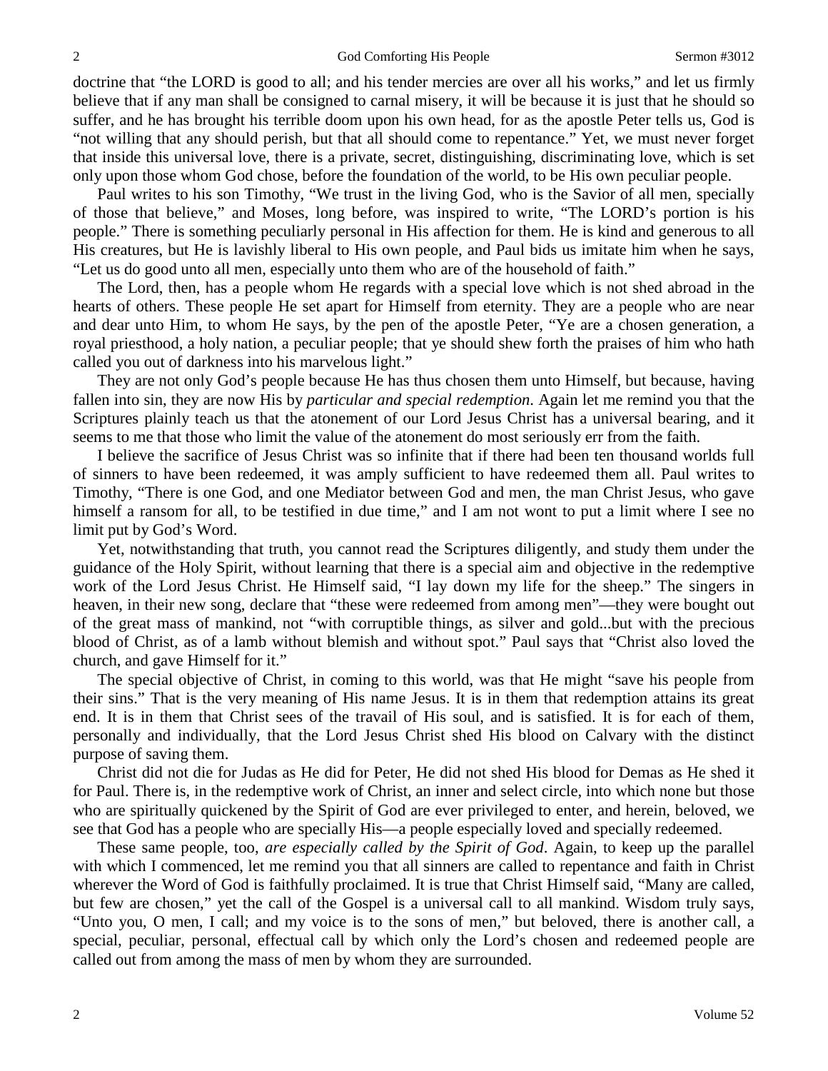doctrine that "the LORD is good to all; and his tender mercies are over all his works," and let us firmly believe that if any man shall be consigned to carnal misery, it will be because it is just that he should so suffer, and he has brought his terrible doom upon his own head, for as the apostle Peter tells us, God is "not willing that any should perish, but that all should come to repentance." Yet, we must never forget that inside this universal love, there is a private, secret, distinguishing, discriminating love, which is set only upon those whom God chose, before the foundation of the world, to be His own peculiar people.

Paul writes to his son Timothy, "We trust in the living God, who is the Savior of all men, specially of those that believe," and Moses, long before, was inspired to write, "The LORD's portion is his people." There is something peculiarly personal in His affection for them. He is kind and generous to all His creatures, but He is lavishly liberal to His own people, and Paul bids us imitate him when he says, "Let us do good unto all men, especially unto them who are of the household of faith."

The Lord, then, has a people whom He regards with a special love which is not shed abroad in the hearts of others. These people He set apart for Himself from eternity. They are a people who are near and dear unto Him, to whom He says, by the pen of the apostle Peter, "Ye are a chosen generation, a royal priesthood, a holy nation, a peculiar people; that ye should shew forth the praises of him who hath called you out of darkness into his marvelous light."

They are not only God's people because He has thus chosen them unto Himself, but because, having fallen into sin, they are now His by *particular and special redemption*. Again let me remind you that the Scriptures plainly teach us that the atonement of our Lord Jesus Christ has a universal bearing, and it seems to me that those who limit the value of the atonement do most seriously err from the faith.

I believe the sacrifice of Jesus Christ was so infinite that if there had been ten thousand worlds full of sinners to have been redeemed, it was amply sufficient to have redeemed them all. Paul writes to Timothy, "There is one God, and one Mediator between God and men, the man Christ Jesus, who gave himself a ransom for all, to be testified in due time," and I am not wont to put a limit where I see no limit put by God's Word.

Yet, notwithstanding that truth, you cannot read the Scriptures diligently, and study them under the guidance of the Holy Spirit, without learning that there is a special aim and objective in the redemptive work of the Lord Jesus Christ. He Himself said, "I lay down my life for the sheep." The singers in heaven, in their new song, declare that "these were redeemed from among men"—they were bought out of the great mass of mankind, not "with corruptible things, as silver and gold...but with the precious blood of Christ, as of a lamb without blemish and without spot." Paul says that "Christ also loved the church, and gave Himself for it."

The special objective of Christ, in coming to this world, was that He might "save his people from their sins." That is the very meaning of His name Jesus. It is in them that redemption attains its great end. It is in them that Christ sees of the travail of His soul, and is satisfied. It is for each of them, personally and individually, that the Lord Jesus Christ shed His blood on Calvary with the distinct purpose of saving them.

Christ did not die for Judas as He did for Peter, He did not shed His blood for Demas as He shed it for Paul. There is, in the redemptive work of Christ, an inner and select circle, into which none but those who are spiritually quickened by the Spirit of God are ever privileged to enter, and herein, beloved, we see that God has a people who are specially His—a people especially loved and specially redeemed.

These same people, too, *are especially called by the Spirit of God*. Again, to keep up the parallel with which I commenced, let me remind you that all sinners are called to repentance and faith in Christ wherever the Word of God is faithfully proclaimed. It is true that Christ Himself said, "Many are called, but few are chosen," yet the call of the Gospel is a universal call to all mankind. Wisdom truly says, "Unto you, O men, I call; and my voice is to the sons of men," but beloved, there is another call, a special, peculiar, personal, effectual call by which only the Lord's chosen and redeemed people are called out from among the mass of men by whom they are surrounded.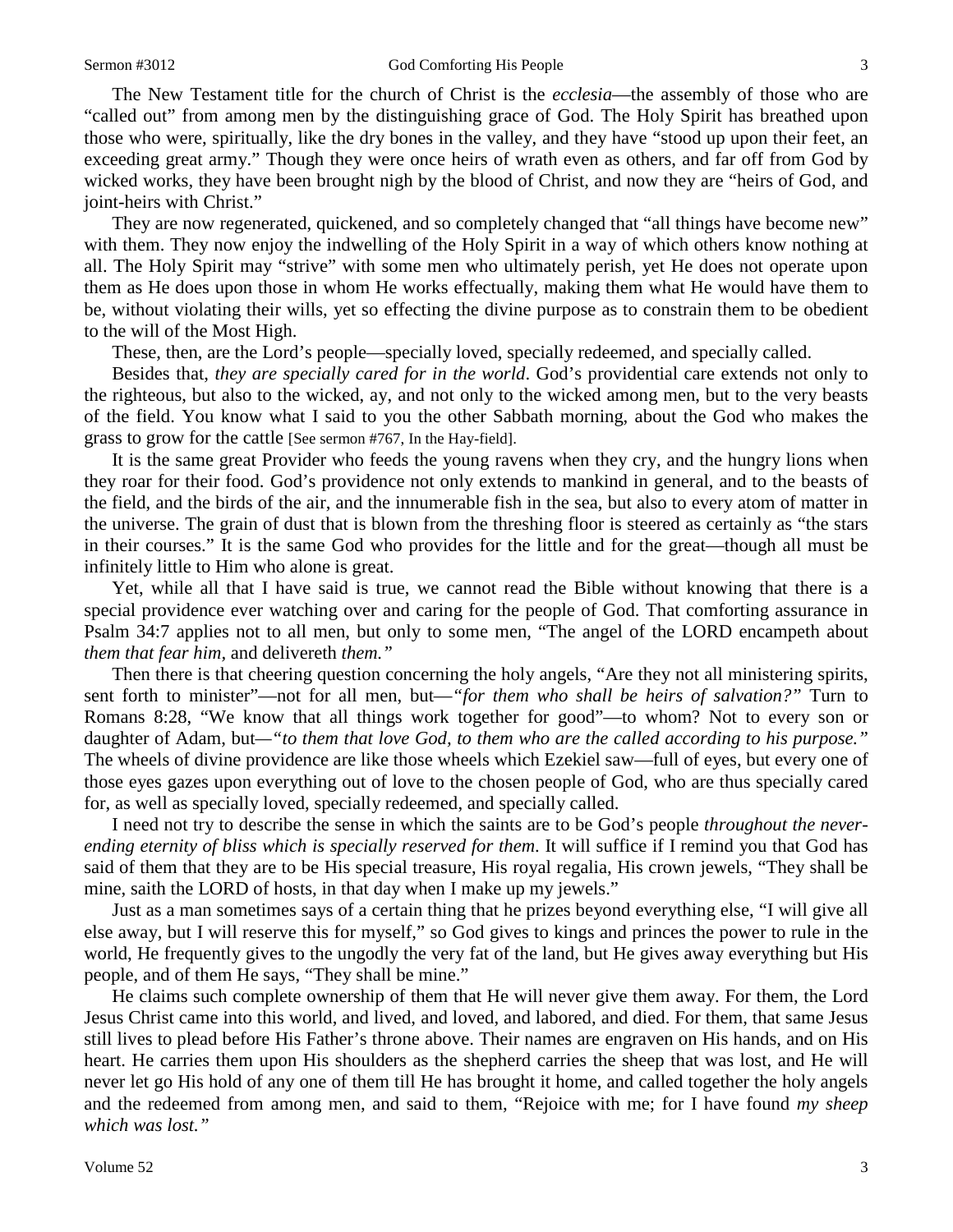The New Testament title for the church of Christ is the *ecclesia*—the assembly of those who are "called out" from among men by the distinguishing grace of God. The Holy Spirit has breathed upon those who were, spiritually, like the dry bones in the valley, and they have "stood up upon their feet, an exceeding great army." Though they were once heirs of wrath even as others, and far off from God by wicked works, they have been brought nigh by the blood of Christ, and now they are "heirs of God, and joint-heirs with Christ."

They are now regenerated, quickened, and so completely changed that "all things have become new" with them. They now enjoy the indwelling of the Holy Spirit in a way of which others know nothing at all. The Holy Spirit may "strive" with some men who ultimately perish, yet He does not operate upon them as He does upon those in whom He works effectually, making them what He would have them to be, without violating their wills, yet so effecting the divine purpose as to constrain them to be obedient to the will of the Most High.

These, then, are the Lord's people—specially loved, specially redeemed, and specially called.

Besides that, *they are specially cared for in the world*. God's providential care extends not only to the righteous, but also to the wicked, ay, and not only to the wicked among men, but to the very beasts of the field. You know what I said to you the other Sabbath morning, about the God who makes the grass to grow for the cattle [See sermon #767, In the Hay-field].

It is the same great Provider who feeds the young ravens when they cry, and the hungry lions when they roar for their food. God's providence not only extends to mankind in general, and to the beasts of the field, and the birds of the air, and the innumerable fish in the sea, but also to every atom of matter in the universe. The grain of dust that is blown from the threshing floor is steered as certainly as "the stars in their courses." It is the same God who provides for the little and for the great—though all must be infinitely little to Him who alone is great.

Yet, while all that I have said is true, we cannot read the Bible without knowing that there is a special providence ever watching over and caring for the people of God. That comforting assurance in Psalm 34:7 applies not to all men, but only to some men, "The angel of the LORD encampeth about *them that fear him*, and delivereth *them.*"

Then there is that cheering question concerning the holy angels, "Are they not all ministering spirits, sent forth to minister"—not for all men, but—*"for them who shall be heirs of salvation?"* Turn to Romans 8:28, "We know that all things work together for good"—to whom? Not to every son or daughter of Adam, but—*"to them that love God, to them who are the called according to his purpose."* The wheels of divine providence are like those wheels which Ezekiel saw—full of eyes, but every one of those eyes gazes upon everything out of love to the chosen people of God, who are thus specially cared for, as well as specially loved, specially redeemed, and specially called.

I need not try to describe the sense in which the saints are to be God's people *throughout the never-ending eternity of bliss which is specially reserved for them*. It will suffice if I remind you that God has said of them that they are to be His special treasure, His royal regalia, His crown jewels, "They shall be mine, saith the LORD of hosts, in that day when I make up my jewels."

Just as a man sometimes says of a certain thing that he prizes beyond everything else, "I will give all else away, but I will reserve this for myself," so God gives to kings and princes the power to rule in the world, He frequently gives to the ungodly the very fat of the land, but He gives away everything but His people, and of them He says, "They shall be mine."

He claims such complete ownership of them that He will never give them away. For them, the Lord Jesus Christ came into this world, and lived, and loved, and labored, and died. For them, that same Jesus still lives to plead before His Father's throne above. Their names are engraven on His hands, and on His heart. He carries them upon His shoulders as the shepherd carries the sheep that was lost, and He will never let go His hold of any one of them till He has brought it home, and called together the holy angels and the redeemed from among men, and said to them, "Rejoice with me; for I have found *my sheep which was lost.*"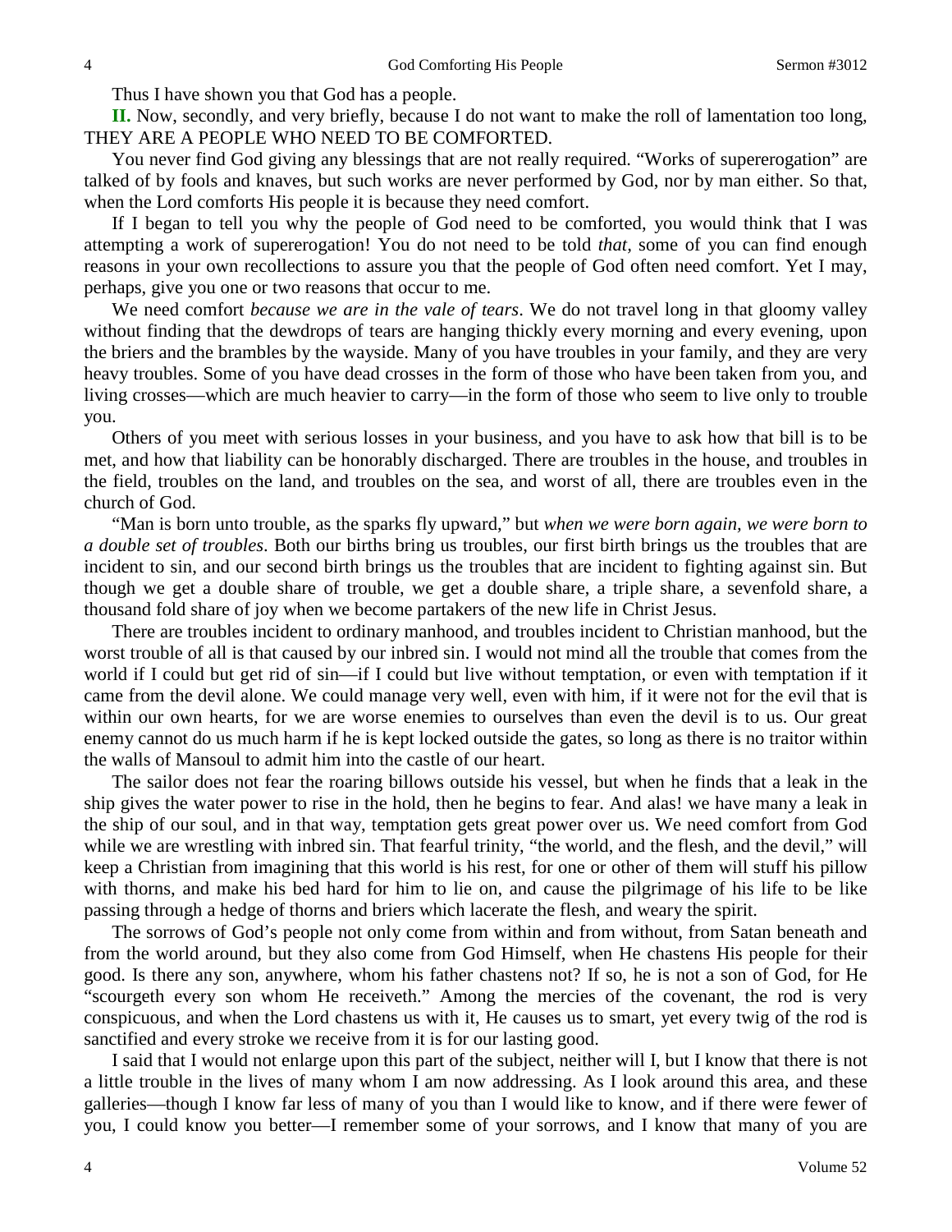Thus I have shown you that God has a people.

**II.** Now, secondly, and very briefly, because I do not want to make the roll of lamentation too long, THEY ARE A PEOPLE WHO NEED TO BE COMFORTED.

You never find God giving any blessings that are not really required. "Works of supererogation" are talked of by fools and knaves, but such works are never performed by God, nor by man either. So that, when the Lord comforts His people it is because they need comfort.

If I began to tell you why the people of God need to be comforted, you would think that I was attempting a work of supererogation! You do not need to be told *that,* some of you can find enough reasons in your own recollections to assure you that the people of God often need comfort. Yet I may, perhaps, give you one or two reasons that occur to me.

We need comfort *because we are in the vale of tears*. We do not travel long in that gloomy valley without finding that the dewdrops of tears are hanging thickly every morning and every evening, upon the briers and the brambles by the wayside. Many of you have troubles in your family, and they are very heavy troubles. Some of you have dead crosses in the form of those who have been taken from you, and living crosses—which are much heavier to carry—in the form of those who seem to live only to trouble you.

Others of you meet with serious losses in your business, and you have to ask how that bill is to be met, and how that liability can be honorably discharged. There are troubles in the house, and troubles in the field, troubles on the land, and troubles on the sea, and worst of all, there are troubles even in the church of God.

"Man is born unto trouble, as the sparks fly upward," but *when we were born again, we were born to a double set of troubles*. Both our births bring us troubles, our first birth brings us the troubles that are incident to sin, and our second birth brings us the troubles that are incident to fighting against sin. But though we get a double share of trouble, we get a double share, a triple share, a sevenfold share, a thousand fold share of joy when we become partakers of the new life in Christ Jesus.

There are troubles incident to ordinary manhood, and troubles incident to Christian manhood, but the worst trouble of all is that caused by our inbred sin. I would not mind all the trouble that comes from the world if I could but get rid of sin—if I could but live without temptation, or even with temptation if it came from the devil alone. We could manage very well, even with him, if it were not for the evil that is within our own hearts, for we are worse enemies to ourselves than even the devil is to us. Our great enemy cannot do us much harm if he is kept locked outside the gates, so long as there is no traitor within the walls of Mansoul to admit him into the castle of our heart.

The sailor does not fear the roaring billows outside his vessel, but when he finds that a leak in the ship gives the water power to rise in the hold, then he begins to fear. And alas! we have many a leak in the ship of our soul, and in that way, temptation gets great power over us. We need comfort from God while we are wrestling with inbred sin. That fearful trinity, "the world, and the flesh, and the devil," will keep a Christian from imagining that this world is his rest, for one or other of them will stuff his pillow with thorns, and make his bed hard for him to lie on, and cause the pilgrimage of his life to be like passing through a hedge of thorns and briers which lacerate the flesh, and weary the spirit.

The sorrows of God's people not only come from within and from without, from Satan beneath and from the world around, but they also come from God Himself, when He chastens His people for their good. Is there any son, anywhere, whom his father chastens not? If so, he is not a son of God, for He "scourgeth every son whom He receiveth." Among the mercies of the covenant, the rod is very conspicuous, and when the Lord chastens us with it, He causes us to smart, yet every twig of the rod is sanctified and every stroke we receive from it is for our lasting good.

I said that I would not enlarge upon this part of the subject, neither will I, but I know that there is not a little trouble in the lives of many whom I am now addressing. As I look around this area, and these galleries—though I know far less of many of you than I would like to know, and if there were fewer of you, I could know you better—I remember some of your sorrows, and I know that many of you are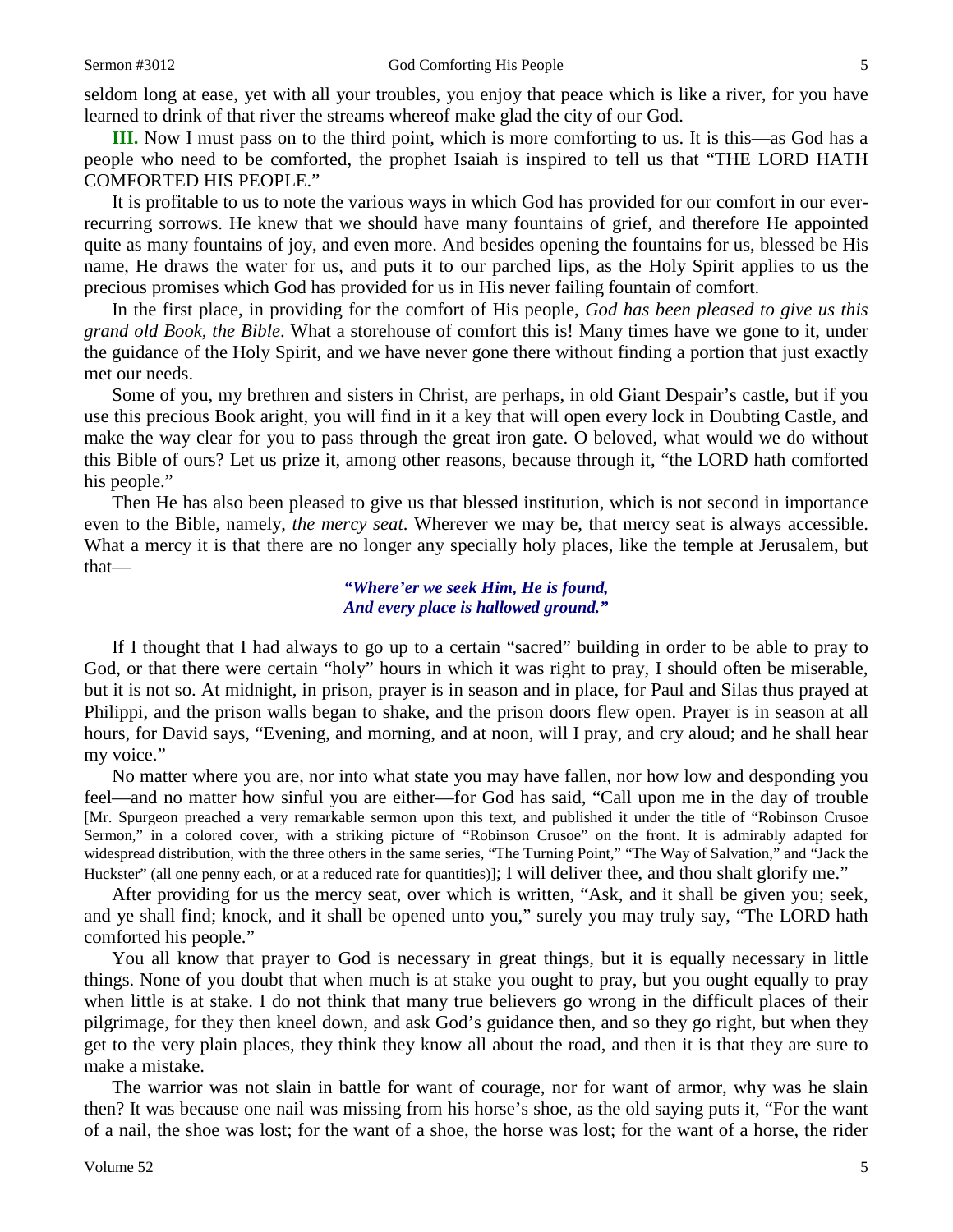seldom long at ease, yet with all your troubles, you enjoy that peace which is like a river, for you have learned to drink of that river the streams whereof make glad the city of our God.

**III.** Now I must pass on to the third point, which is more comforting to us. It is this—as God has a people who need to be comforted, the prophet Isaiah is inspired to tell us that "THE LORD HATH COMFORTED HIS PEOPLE."

It is profitable to us to note the various ways in which God has provided for our comfort in our ever-recurring sorrows. He knew that we should have many fountains of grief, and therefore He appointed quite as many fountains of joy, and even more. And besides opening the fountains for us, blessed be His name, He draws the water for us, and puts it to our parched lips, as the Holy Spirit applies to us the precious promises which God has provided for us in His never failing fountain of comfort.

In the first place, in providing for the comfort of His people, *God has been pleased to give us this grand old Book, the Bible*. What a storehouse of comfort this is! Many times have we gone to it, under the guidance of the Holy Spirit, and we have never gone there without finding a portion that just exactly met our needs.

Some of you, my brethren and sisters in Christ, are perhaps, in old Giant Despair's castle, but if you use this precious Book aright, you will find in it a key that will open every lock in Doubting Castle, and make the way clear for you to pass through the great iron gate. O beloved, what would we do without this Bible of ours? Let us prize it, among other reasons, because through it, "the LORD hath comforted his people."

Then He has also been pleased to give us that blessed institution, which is not second in importance even to the Bible, namely, *the mercy seat*. Wherever we may be, that mercy seat is always accessible. What a mercy it is that there are no longer any specially holy places, like the temple at Jerusalem, but that—

> ***"Where'er we seek Him, He is found,***
> ***And every place is hallowed ground."***

If I thought that I had always to go up to a certain "sacred" building in order to be able to pray to God, or that there were certain "holy" hours in which it was right to pray, I should often be miserable, but it is not so. At midnight, in prison, prayer is in season and in place, for Paul and Silas thus prayed at Philippi, and the prison walls began to shake, and the prison doors flew open. Prayer is in season at all hours, for David says, "Evening, and morning, and at noon, will I pray, and cry aloud; and he shall hear my voice."

No matter where you are, nor into what state you may have fallen, nor how low and desponding you feel—and no matter how sinful you are either—for God has said, "Call upon me in the day of trouble [Mr. Spurgeon preached a very remarkable sermon upon this text, and published it under the title of "Robinson Crusoe Sermon," in a colored cover, with a striking picture of "Robinson Crusoe" on the front. It is admirably adapted for widespread distribution, with the three others in the same series, "The Turning Point," "The Way of Salvation," and "Jack the Huckster" (all one penny each, or at a reduced rate for quantities)]; I will deliver thee, and thou shalt glorify me."

After providing for us the mercy seat, over which is written, "Ask, and it shall be given you; seek, and ye shall find; knock, and it shall be opened unto you," surely you may truly say, "The LORD hath comforted his people."

You all know that prayer to God is necessary in great things, but it is equally necessary in little things. None of you doubt that when much is at stake you ought to pray, but you ought equally to pray when little is at stake. I do not think that many true believers go wrong in the difficult places of their pilgrimage, for they then kneel down, and ask God's guidance then, and so they go right, but when they get to the very plain places, they think they know all about the road, and then it is that they are sure to make a mistake.

The warrior was not slain in battle for want of courage, nor for want of armor, why was he slain then? It was because one nail was missing from his horse's shoe, as the old saying puts it, "For the want of a nail, the shoe was lost; for the want of a shoe, the horse was lost; for the want of a horse, the rider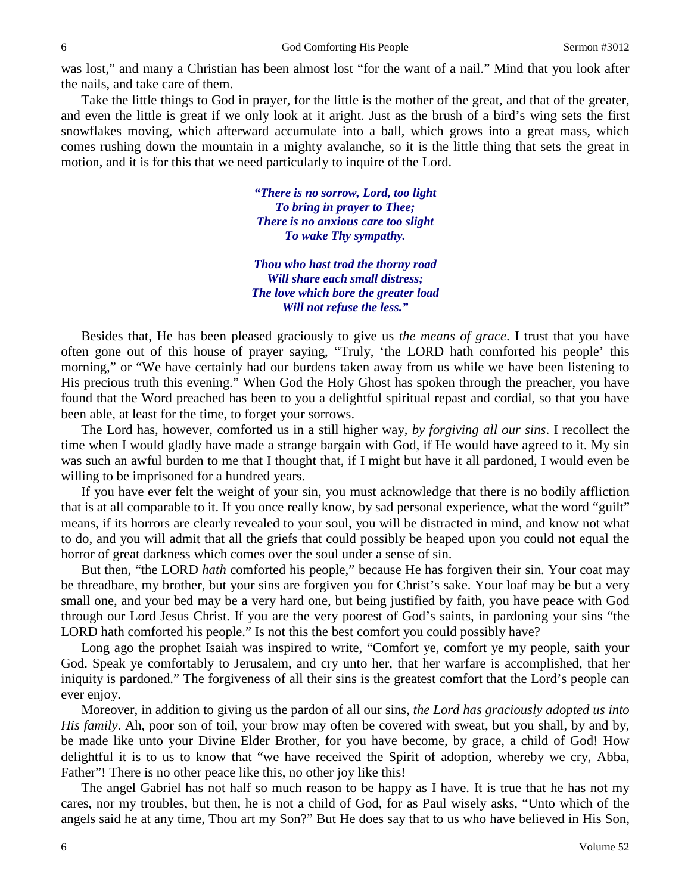was lost," and many a Christian has been almost lost "for the want of a nail." Mind that you look after the nails, and take care of them.

Take the little things to God in prayer, for the little is the mother of the great, and that of the greater, and even the little is great if we only look at it aright. Just as the brush of a bird's wing sets the first snowflakes moving, which afterward accumulate into a ball, which grows into a great mass, which comes rushing down the mountain in a mighty avalanche, so it is the little thing that sets the great in motion, and it is for this that we need particularly to inquire of the Lord.

> ***"There is no sorrow, Lord, too light***
> ***To bring in prayer to Thee;***
> ***There is no anxious care too slight***
> ***To wake Thy sympathy.***
>
> ***Thou who hast trod the thorny road***
> ***Will share each small distress;***
> ***The love which bore the greater load***
> ***Will not refuse the less."***

Besides that, He has been pleased graciously to give us *the means of grace*. I trust that you have often gone out of this house of prayer saying, "Truly, 'the LORD hath comforted his people' this morning," or "We have certainly had our burdens taken away from us while we have been listening to His precious truth this evening." When God the Holy Ghost has spoken through the preacher, you have found that the Word preached has been to you a delightful spiritual repast and cordial, so that you have been able, at least for the time, to forget your sorrows.

The Lord has, however, comforted us in a still higher way, *by forgiving all our sins*. I recollect the time when I would gladly have made a strange bargain with God, if He would have agreed to it. My sin was such an awful burden to me that I thought that, if I might but have it all pardoned, I would even be willing to be imprisoned for a hundred years.

If you have ever felt the weight of your sin, you must acknowledge that there is no bodily affliction that is at all comparable to it. If you once really know, by sad personal experience, what the word "guilt" means, if its horrors are clearly revealed to your soul, you will be distracted in mind, and know not what to do, and you will admit that all the griefs that could possibly be heaped upon you could not equal the horror of great darkness which comes over the soul under a sense of sin.

But then, "the LORD *hath* comforted his people," because He has forgiven their sin. Your coat may be threadbare, my brother, but your sins are forgiven you for Christ's sake. Your loaf may be but a very small one, and your bed may be a very hard one, but being justified by faith, you have peace with God through our Lord Jesus Christ. If you are the very poorest of God's saints, in pardoning your sins "the LORD hath comforted his people." Is not this the best comfort you could possibly have?

Long ago the prophet Isaiah was inspired to write, "Comfort ye, comfort ye my people, saith your God. Speak ye comfortably to Jerusalem, and cry unto her, that her warfare is accomplished, that her iniquity is pardoned." The forgiveness of all their sins is the greatest comfort that the Lord's people can ever enjoy.

Moreover, in addition to giving us the pardon of all our sins, *the Lord has graciously adopted us into His family*. Ah, poor son of toil, your brow may often be covered with sweat, but you shall, by and by, be made like unto your Divine Elder Brother, for you have become, by grace, a child of God! How delightful it is to us to know that "we have received the Spirit of adoption, whereby we cry, Abba, Father"! There is no other peace like this, no other joy like this!

The angel Gabriel has not half so much reason to be happy as I have. It is true that he has not my cares, nor my troubles, but then, he is not a child of God, for as Paul wisely asks, "Unto which of the angels said he at any time, Thou art my Son?" But He does say that to us who have believed in His Son,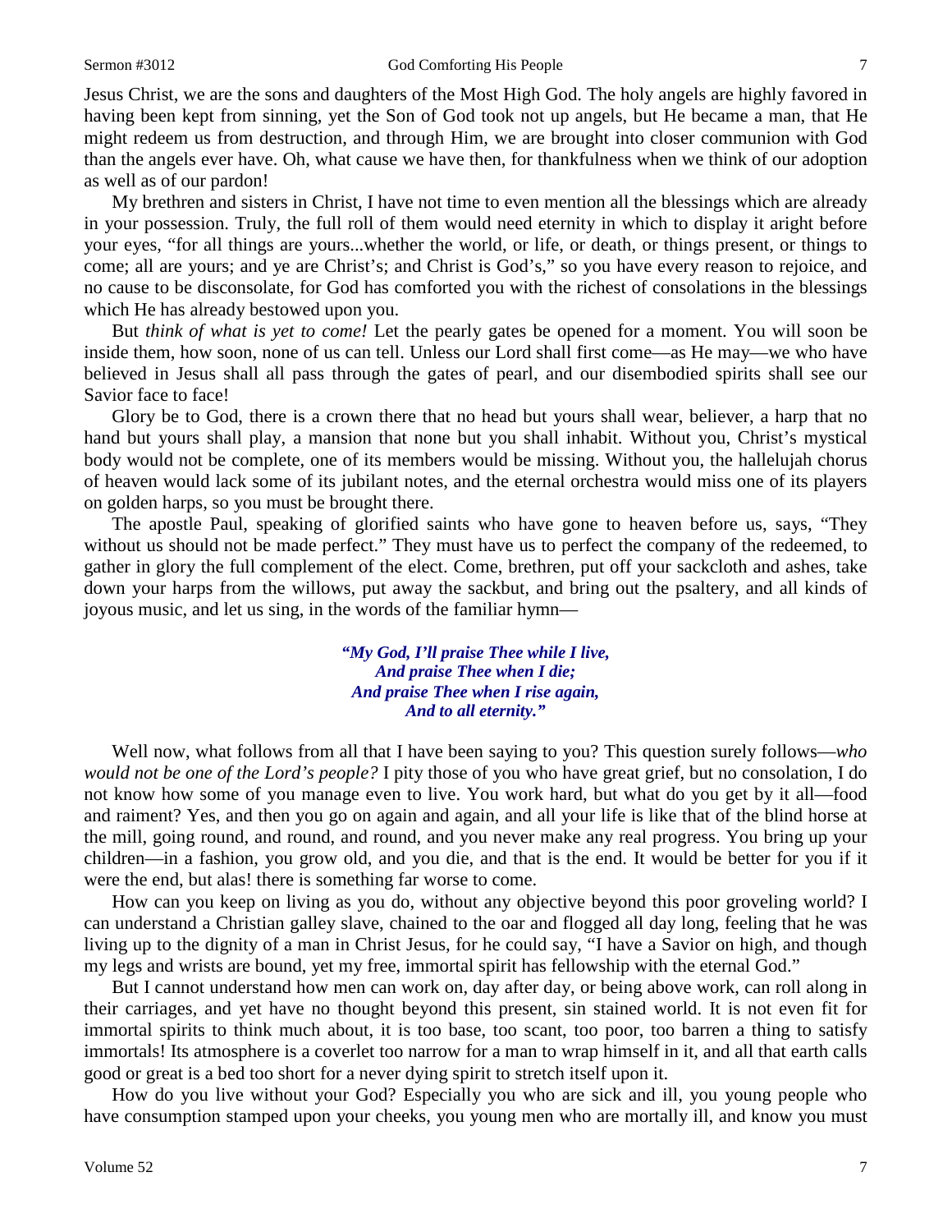Jesus Christ, we are the sons and daughters of the Most High God. The holy angels are highly favored in having been kept from sinning, yet the Son of God took not up angels, but He became a man, that He might redeem us from destruction, and through Him, we are brought into closer communion with God than the angels ever have. Oh, what cause we have then, for thankfulness when we think of our adoption as well as of our pardon!

My brethren and sisters in Christ, I have not time to even mention all the blessings which are already in your possession. Truly, the full roll of them would need eternity in which to display it aright before your eyes, "for all things are yours...whether the world, or life, or death, or things present, or things to come; all are yours; and ye are Christ's; and Christ is God's," so you have every reason to rejoice, and no cause to be disconsolate, for God has comforted you with the richest of consolations in the blessings which He has already bestowed upon you.

But *think of what is yet to come!* Let the pearly gates be opened for a moment. You will soon be inside them, how soon, none of us can tell. Unless our Lord shall first come—as He may—we who have believed in Jesus shall all pass through the gates of pearl, and our disembodied spirits shall see our Savior face to face!

Glory be to God, there is a crown there that no head but yours shall wear, believer, a harp that no hand but yours shall play, a mansion that none but you shall inhabit. Without you, Christ's mystical body would not be complete, one of its members would be missing. Without you, the hallelujah chorus of heaven would lack some of its jubilant notes, and the eternal orchestra would miss one of its players on golden harps, so you must be brought there.

The apostle Paul, speaking of glorified saints who have gone to heaven before us, says, "They without us should not be made perfect." They must have us to perfect the company of the redeemed, to gather in glory the full complement of the elect. Come, brethren, put off your sackcloth and ashes, take down your harps from the willows, put away the sackbut, and bring out the psaltery, and all kinds of joyous music, and let us sing, in the words of the familiar hymn—

> ***"My God, I'll praise Thee while I live,***
> ***And praise Thee when I die;***
> ***And praise Thee when I rise again,***
> ***And to all eternity."***

Well now, what follows from all that I have been saying to you? This question surely follows—*who would not be one of the Lord's people?* I pity those of you who have great grief, but no consolation, I do not know how some of you manage even to live. You work hard, but what do you get by it all—food and raiment? Yes, and then you go on again and again, and all your life is like that of the blind horse at the mill, going round, and round, and round, and you never make any real progress. You bring up your children—in a fashion, you grow old, and you die, and that is the end. It would be better for you if it were the end, but alas! there is something far worse to come.

How can you keep on living as you do, without any objective beyond this poor groveling world? I can understand a Christian galley slave, chained to the oar and flogged all day long, feeling that he was living up to the dignity of a man in Christ Jesus, for he could say, "I have a Savior on high, and though my legs and wrists are bound, yet my free, immortal spirit has fellowship with the eternal God."

But I cannot understand how men can work on, day after day, or being above work, can roll along in their carriages, and yet have no thought beyond this present, sin stained world. It is not even fit for immortal spirits to think much about, it is too base, too scant, too poor, too barren a thing to satisfy immortals! Its atmosphere is a coverlet too narrow for a man to wrap himself in it, and all that earth calls good or great is a bed too short for a never dying spirit to stretch itself upon it.

How do you live without your God? Especially you who are sick and ill, you young people who have consumption stamped upon your cheeks, you young men who are mortally ill, and know you must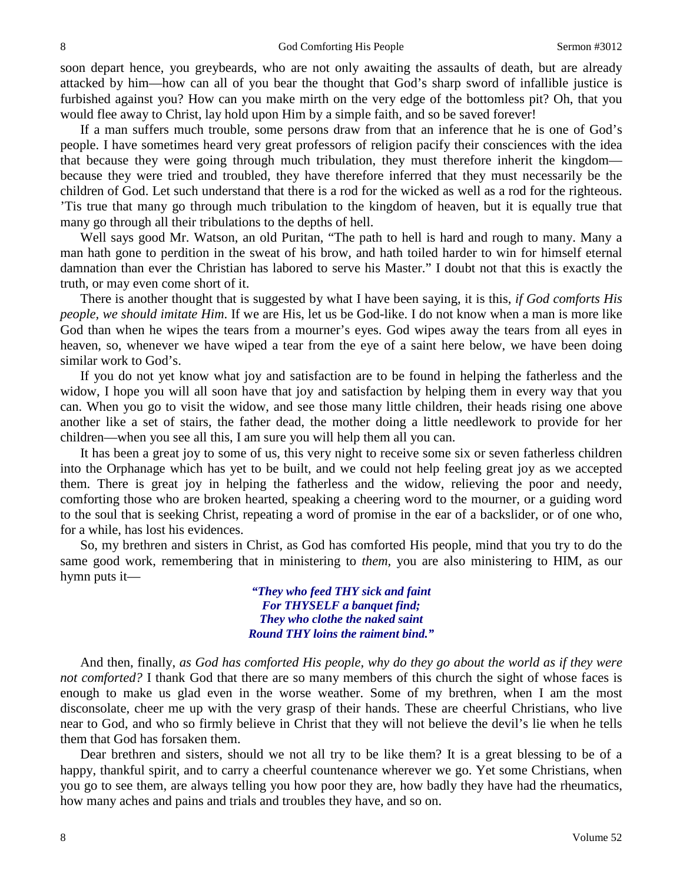soon depart hence, you greybeards, who are not only awaiting the assaults of death, but are already attacked by him—how can all of you bear the thought that God's sharp sword of infallible justice is furbished against you? How can you make mirth on the very edge of the bottomless pit? Oh, that you would flee away to Christ, lay hold upon Him by a simple faith, and so be saved forever!

If a man suffers much trouble, some persons draw from that an inference that he is one of God's people. I have sometimes heard very great professors of religion pacify their consciences with the idea that because they were going through much tribulation, they must therefore inherit the kingdom—because they were tried and troubled, they have therefore inferred that they must necessarily be the children of God. Let such understand that there is a rod for the wicked as well as a rod for the righteous. 'Tis true that many go through much tribulation to the kingdom of heaven, but it is equally true that many go through all their tribulations to the depths of hell.

Well says good Mr. Watson, an old Puritan, "The path to hell is hard and rough to many. Many a man hath gone to perdition in the sweat of his brow, and hath toiled harder to win for himself eternal damnation than ever the Christian has labored to serve his Master." I doubt not that this is exactly the truth, or may even come short of it.

There is another thought that is suggested by what I have been saying, it is this, *if God comforts His people, we should imitate Him*. If we are His, let us be God-like. I do not know when a man is more like God than when he wipes the tears from a mourner's eyes. God wipes away the tears from all eyes in heaven, so, whenever we have wiped a tear from the eye of a saint here below, we have been doing similar work to God's.

If you do not yet know what joy and satisfaction are to be found in helping the fatherless and the widow, I hope you will all soon have that joy and satisfaction by helping them in every way that you can. When you go to visit the widow, and see those many little children, their heads rising one above another like a set of stairs, the father dead, the mother doing a little needlework to provide for her children—when you see all this, I am sure you will help them all you can.

It has been a great joy to some of us, this very night to receive some six or seven fatherless children into the Orphanage which has yet to be built, and we could not help feeling great joy as we accepted them. There is great joy in helping the fatherless and the widow, relieving the poor and needy, comforting those who are broken hearted, speaking a cheering word to the mourner, or a guiding word to the soul that is seeking Christ, repeating a word of promise in the ear of a backslider, or of one who, for a while, has lost his evidences.

So, my brethren and sisters in Christ, as God has comforted His people, mind that you try to do the same good work, remembering that in ministering to *them,* you are also ministering to HIM, as our hymn puts it—

> ***"They who feed THY sick and faint***
> ***For THYSELF a banquet find;***
> ***They who clothe the naked saint***
> ***Round THY loins the raiment bind."***

And then, finally, *as God has comforted His people, why do they go about the world as if they were not comforted?* I thank God that there are so many members of this church the sight of whose faces is enough to make us glad even in the worse weather. Some of my brethren, when I am the most disconsolate, cheer me up with the very grasp of their hands. These are cheerful Christians, who live near to God, and who so firmly believe in Christ that they will not believe the devil's lie when he tells them that God has forsaken them.

Dear brethren and sisters, should we not all try to be like them? It is a great blessing to be of a happy, thankful spirit, and to carry a cheerful countenance wherever we go. Yet some Christians, when you go to see them, are always telling you how poor they are, how badly they have had the rheumatics, how many aches and pains and trials and troubles they have, and so on.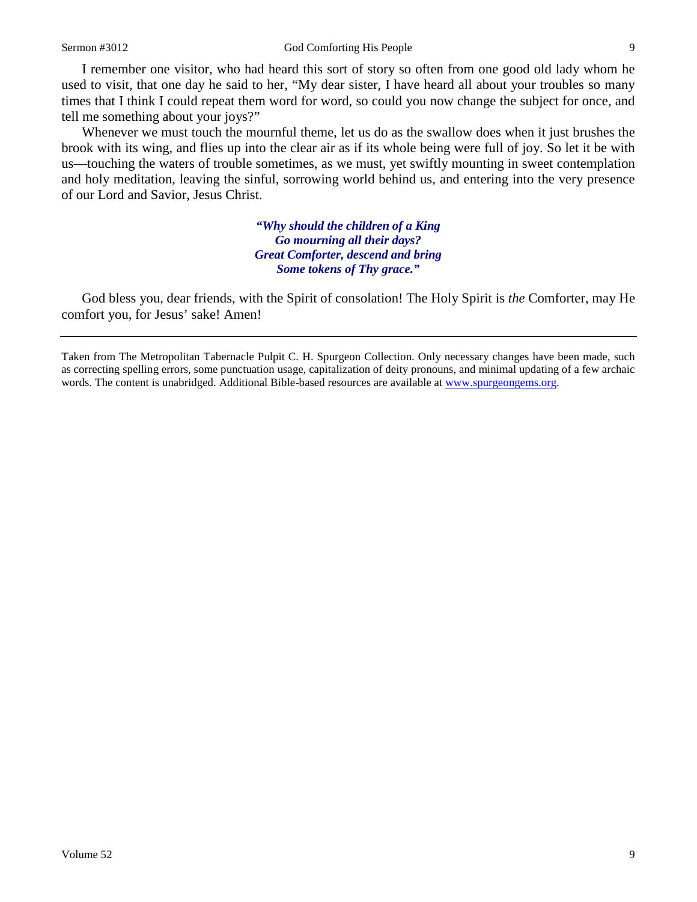I remember one visitor, who had heard this sort of story so often from one good old lady whom he used to visit, that one day he said to her, "My dear sister, I have heard all about your troubles so many times that I think I could repeat them word for word, so could you now change the subject for once, and tell me something about your joys?"

Whenever we must touch the mournful theme, let us do as the swallow does when it just brushes the brook with its wing, and flies up into the clear air as if its whole being were full of joy. So let it be with us—touching the waters of trouble sometimes, as we must, yet swiftly mounting in sweet contemplation and holy meditation, leaving the sinful, sorrowing world behind us, and entering into the very presence of our Lord and Savior, Jesus Christ.

> ***"Why should the children of a King***
> ***Go mourning all their days?***
> ***Great Comforter, descend and bring***
> ***Some tokens of Thy grace."***

God bless you, dear friends, with the Spirit of consolation! The Holy Spirit is *the* Comforter, may He comfort you, for Jesus' sake! Amen!

---

Taken from The Metropolitan Tabernacle Pulpit C. H. Spurgeon Collection. Only necessary changes have been made, such as correcting spelling errors, some punctuation usage, capitalization of deity pronouns, and minimal updating of a few archaic words. The content is unabridged. Additional Bible-based resources are available at [www.spurgeongems.org](http://www.spurgeongems.org).